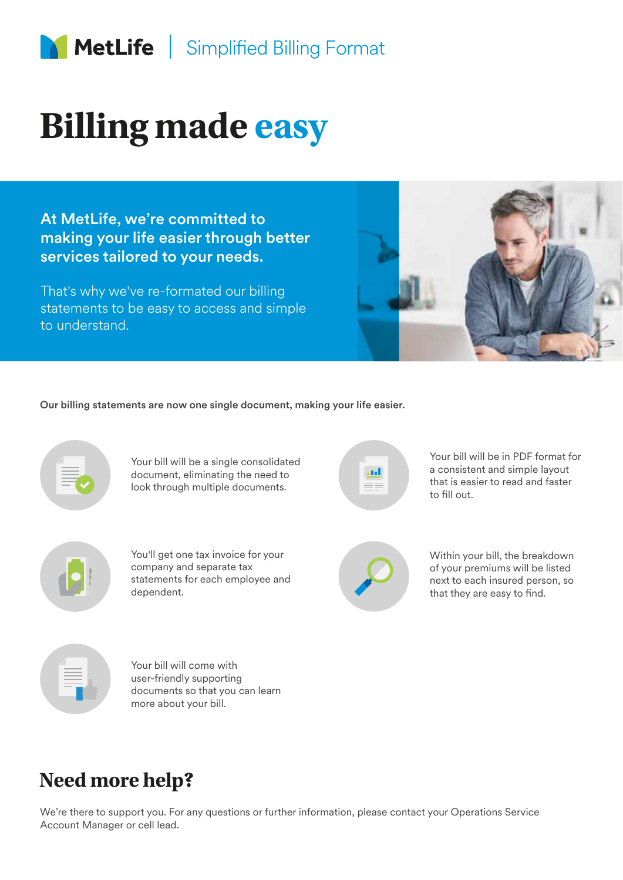MetLife | Simplified Billing Format

# Billing made easy

**At MetLife, we're committed to making your life easier through better services tailored to your needs.**

That's why we've re-formated our billing statements to be easy to access and simple to understand.

**Our billing statements are now one single document, making your life easier.**

- Your bill will be a single consolidated document, eliminating the need to look through multiple documents.
- Your bill will be in PDF format for a consistent and simple layout that is easier to read and faster to fill out.
- You'll get one tax invoice for your company and separate tax statements for each employee and dependent.
- Within your bill, the breakdown of your premiums will be listed next to each insured person, so that they are easy to find.
- Your bill will come with user-friendly supporting documents so that you can learn more about your bill.

## Need more help?

We're there to support you. For any questions or further information, please contact your Operations Service Account Manager or cell lead.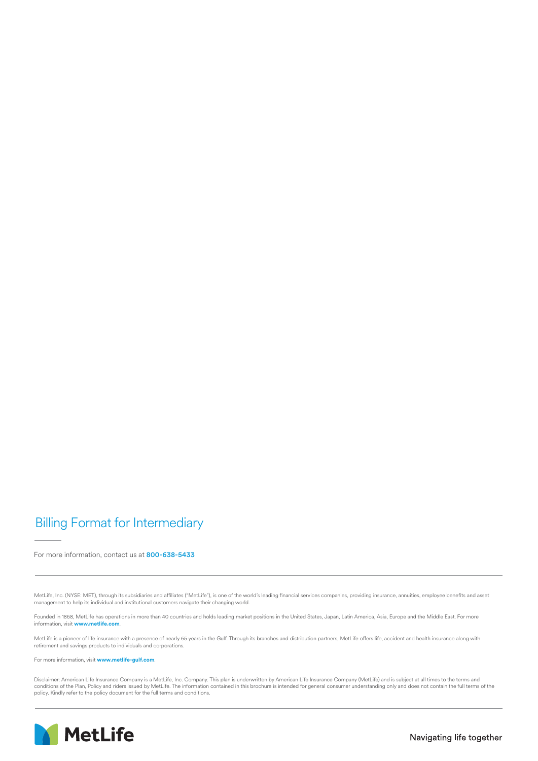## Billing Format for Intermediary

For more information, contact us at **800-638-5433**

MetLife, Inc. (NYSE: MET), through its subsidiaries and affiliates ("MetLife"), is one of the world's leading financial services companies, providing insurance, annuities, employee benefits and asset management to help its individual and institutional customers navigate their changing world.

Founded in 1868, MetLife has operations in more than 40 countries and holds leading market positions in the United States, Japan, Latin America, Asia, Europe and the Middle East. For more information, visit **www.metlife.com**.

MetLife is a pioneer of life insurance with a presence of nearly 65 years in the Gulf. Through its branches and distribution partners, MetLife offers life, accident and health insurance along with retirement and savings products to individuals and corporations.

For more information, visit **www.metlife-gulf.com**.

Disclaimer: American Life Insurance Company is a MetLife, Inc. Company. This plan is underwritten by American Life Insurance Company (MetLife) and is subject at all times to the terms and conditions of the Plan, Policy and riders issued by MetLife. The information contained in this brochure is intended for general consumer understanding only and does not contain the full terms of the policy. Kindly refer to the policy document for the full terms and conditions.

MetLife

Navigating life together